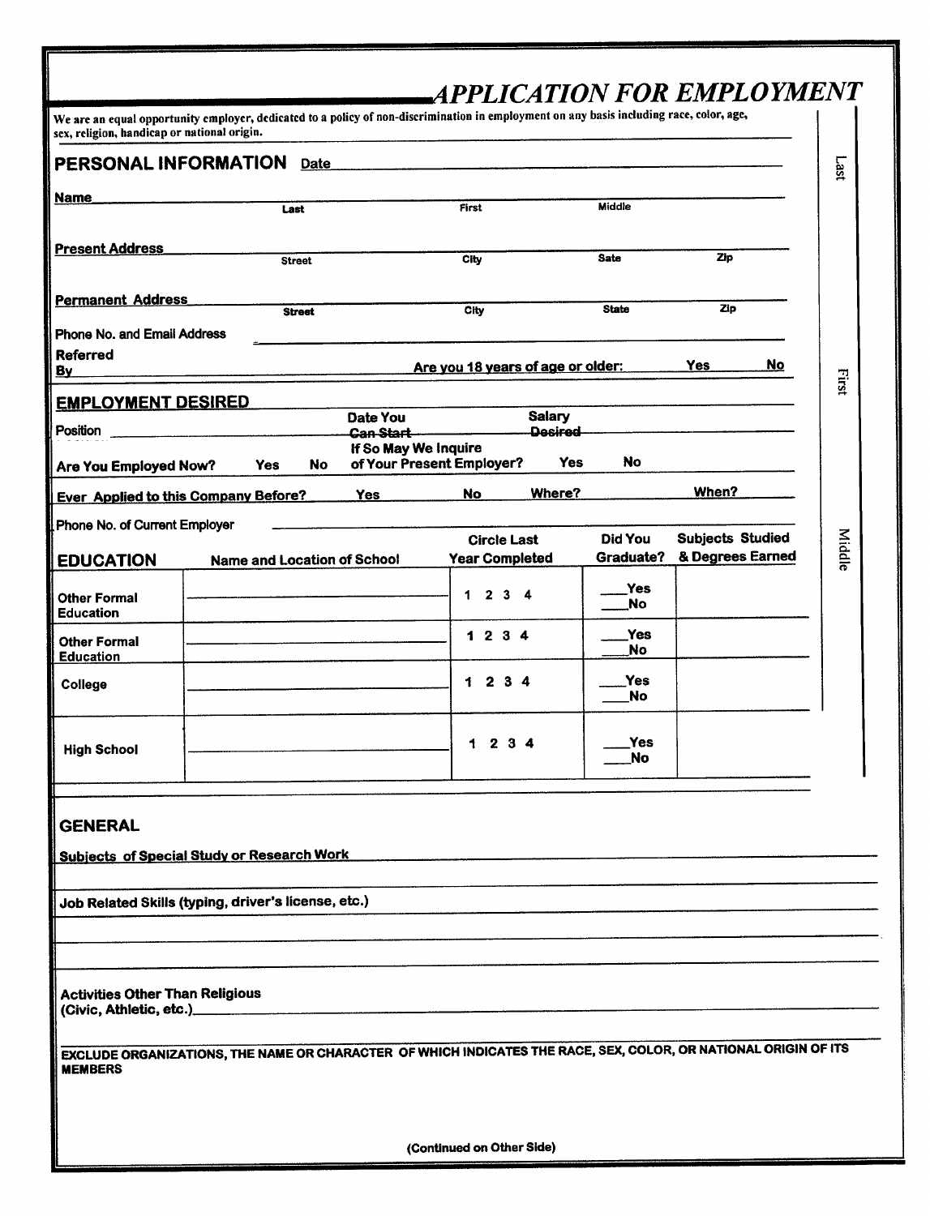# APPLICATION FOR EMPLOYMENT

We are an equal opportunity employer, dedicated to a policy of non-discrimination in employment on any basis including race, color, age, sex, religion, handicap or national origin.

## PERSONAL INFORMATION

Date ______________________________

Name ______________________________
Last First Middle

Present Address ______________________________
Street City Sate Zip

Permanent Address ______________________________
Street City State Zip

Phone No. and Email Address ______________________________

Referred By ______________________________ Are you 18 years of age or older: Yes No

## EMPLOYMENT DESIRED

Position ______________ Date You Can Start ______________ Salary Desired ______________

Are You Employed Now? Yes No If So May We Inquire of Your Present Employer? Yes No

Ever Applied to this Company Before? Yes No Where? When?

Phone No. of Current Employer ______________________________

## EDUCATION

| EDUCATION | Name and Location of School | Circle Last Year Completed | Did You Graduate? | Subjects Studied & Degrees Earned |
|---|---|---|---|---|
| Other Formal Education | | 1 2 3 4 | ___Yes ___No | |
| Other Formal Education | | 1 2 3 4 | ___Yes ___No | |
| College | | 1 2 3 4 | ___Yes ___No | |
| High School | | 1 2 3 4 | ___Yes ___No | |

Last First Middle

## GENERAL

Subjects of Special Study or Research Work ______________________________

Job Related Skills (typing, driver's license, etc.) ______________________________

Activities Other Than Religious (Civic, Athletic, etc.) ______________________________

EXCLUDE ORGANIZATIONS, THE NAME OR CHARACTER OF WHICH INDICATES THE RACE, SEX, COLOR, OR NATIONAL ORIGIN OF ITS MEMBERS

(Continued on Other Side)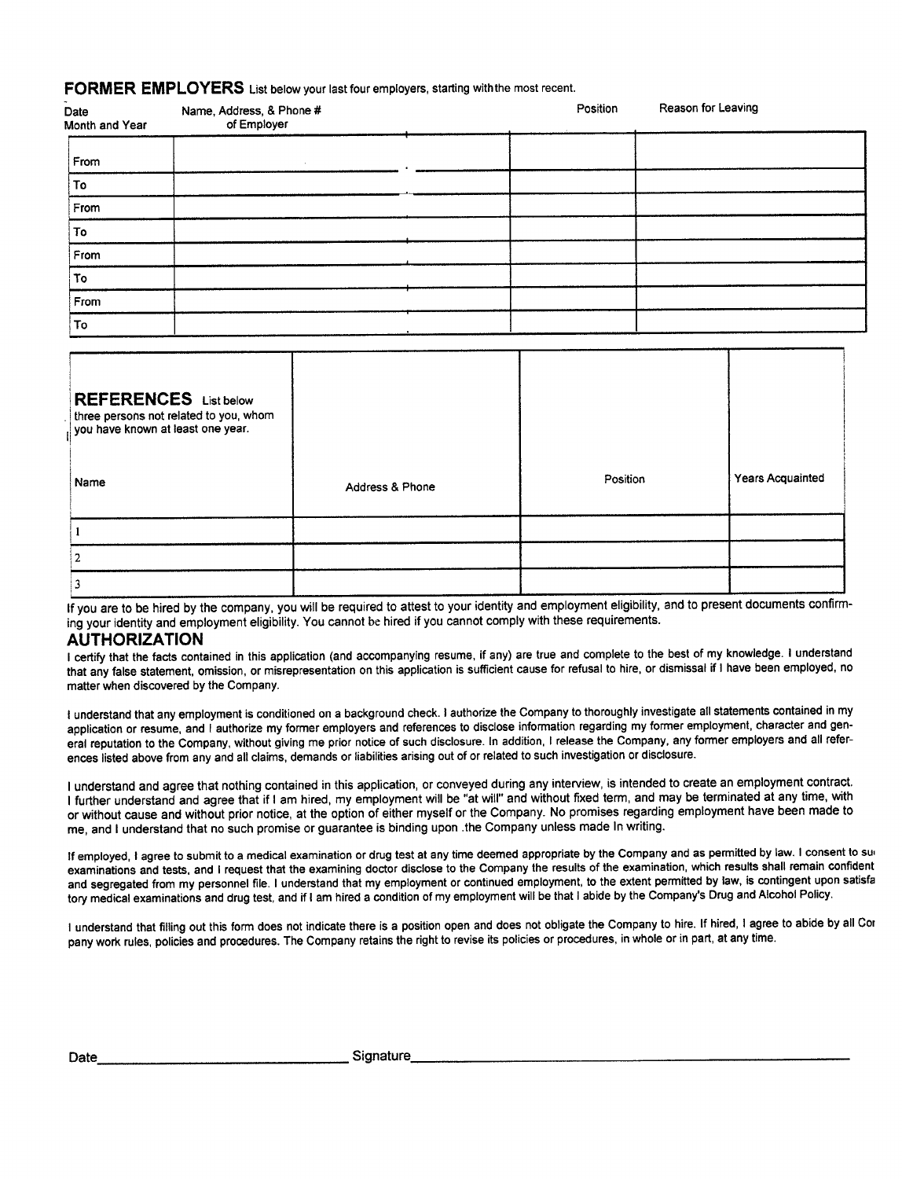## FORMER EMPLOYERS List below your last four employers, starting with the most recent.

| Date Month and Year | Name, Address, & Phone # of Employer | Position | Reason for Leaving |
|---|---|---|---|
| From | | | |
| To | | | |
| From | | | |
| To | | | |
| From | | | |
| To | | | |
| From | | | |
| To | | | |

## REFERENCES List below three persons not related to you, whom you have known at least one year.

| Name | Address & Phone | Position | Years Acquainted |
|---|---|---|---|
| 1 | | | |
| 2 | | | |
| 3 | | | |

If you are to be hired by the company, you will be required to attest to your identity and employment eligibility, and to present documents confirming your identity and employment eligibility. You cannot be hired if you cannot comply with these requirements.

## AUTHORIZATION

I certify that the facts contained in this application (and accompanying resume, if any) are true and complete to the best of my knowledge. I understand that any false statement, omission, or misrepresentation on this application is sufficient cause for refusal to hire, or dismissal if I have been employed, no matter when discovered by the Company.

I understand that any employment is conditioned on a background check. I authorize the Company to thoroughly investigate all statements contained in my application or resume, and I authorize my former employers and references to disclose information regarding my former employment, character and general reputation to the Company, without giving me prior notice of such disclosure. In addition, I release the Company, any former employers and all references listed above from any and all claims, demands or liabilities arising out of or related to such investigation or disclosure.

I understand and agree that nothing contained in this application, or conveyed during any interview, is intended to create an employment contract. I further understand and agree that if I am hired, my employment will be "at will" and without fixed term, and may be terminated at any time, with or without cause and without prior notice, at the option of either myself or the Company. No promises regarding employment have been made to me, and I understand that no such promise or guarantee is binding upon .the Company unless made In writing.

If employed, I agree to submit to a medical examination or drug test at any time deemed appropriate by the Company and as permitted by law. I consent to su examinations and tests, and I request that the examining doctor disclose to the Company the results of the examination, which results shall remain confident and segregated from my personnel file. I understand that my employment or continued employment, to the extent permitted by law, is contingent upon satisfa tory medical examinations and drug test, and if I am hired a condition of my employment will be that I abide by the Company's Drug and Alcohol Policy.

I understand that filling out this form does not indicate there is a position open and does not obligate the Company to hire. If hired, I agree to abide by all Co pany work rules, policies and procedures. The Company retains the right to revise its policies or procedures, in whole or in part, at any time.

Date\_\_\_\_\_\_\_\_\_\_\_\_\_\_\_\_\_\_\_\_\_\_\_\_\_\_\_\_ Signature\_\_\_\_\_\_\_\_\_\_\_\_\_\_\_\_\_\_\_\_\_\_\_\_\_\_\_\_\_\_\_\_\_\_\_\_\_\_\_\_\_\_\_\_